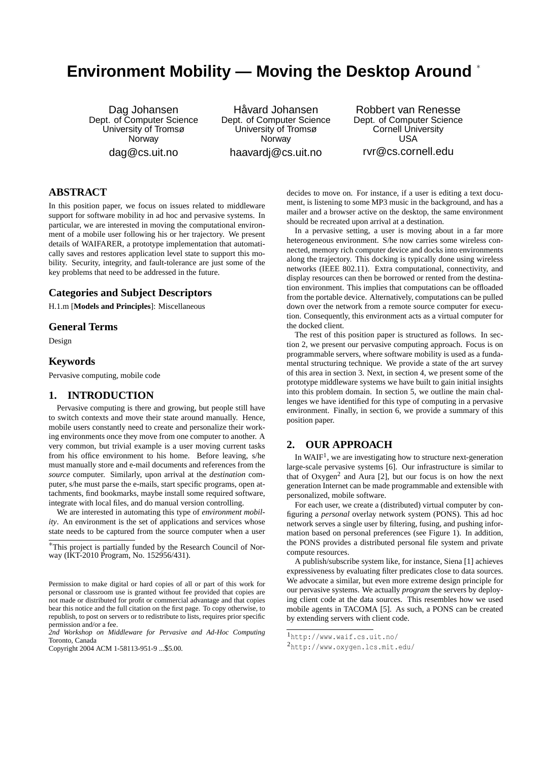# Environment Mobility — Moving the Desktop Around [*]

Dag Johansen
Dept. of Computer Science
University of Tromsø
Norway
dag@cs.uit.no

Håvard Johansen
Dept. of Computer Science
University of Tromsø
Norway
haavardj@cs.uit.no

Robbert van Renesse
Dept. of Computer Science
Cornell University
USA
rvr@cs.cornell.edu

## ABSTRACT

In this position paper, we focus on issues related to middleware support for software mobility in ad hoc and pervasive systems. In particular, we are interested in moving the computational environment of a mobile user following his or her trajectory. We present details of WAIFARER, a prototype implementation that automatically saves and restores application level state to support this mobility. Security, integrity, and fault-tolerance are just some of the key problems that need to be addressed in the future.

## Categories and Subject Descriptors

H.1.m [**Models and Principles**]: Miscellaneous

## General Terms

Design

## Keywords

Pervasive computing, mobile code

## 1. INTRODUCTION

Pervasive computing is there and growing, but people still have to switch contexts and move their state around manually. Hence, mobile users constantly need to create and personalize their working environments once they move from one computer to another. A very common, but trivial example is a user moving current tasks from his office environment to his home. Before leaving, s/he must manually store and e-mail documents and references from the *source* computer. Similarly, upon arrival at the *destination* computer, s/he must parse the e-mails, start specific programs, open attachments, find bookmarks, maybe install some required software, integrate with local files, and do manual version controlling.

We are interested in automating this type of *environment mobility*. An environment is the set of applications and services whose state needs to be captured from the source computer when a user decides to move on. For instance, if a user is editing a text document, is listening to some MP3 music in the background, and has a mailer and a browser active on the desktop, the same environment should be recreated upon arrival at a destination.

In a pervasive setting, a user is moving about in a far more heterogeneous environment. S/he now carries some wireless connected, memory rich computer device and docks into environments along the trajectory. This docking is typically done using wireless networks (IEEE 802.11). Extra computational, connectivity, and display resources can then be borrowed or rented from the destination environment. This implies that computations can be offloaded from the portable device. Alternatively, computations can be pulled down over the network from a remote source computer for execution. Consequently, this environment acts as a virtual computer for the docked client.

The rest of this position paper is structured as follows. In section 2, we present our pervasive computing approach. Focus is on programmable servers, where software mobility is used as a fundamental structuring technique. We provide a state of the art survey of this area in section 3. Next, in section 4, we present some of the prototype middleware systems we have built to gain initial insights into this problem domain. In section 5, we outline the main challenges we have identified for this type of computing in a pervasive environment. Finally, in section 6, we provide a summary of this position paper.

## 2. OUR APPROACH

In WAIF[1], we are investigating how to structure next-generation large-scale pervasive systems [6]. Our infrastructure is similar to that of Oxygen[2] and Aura [2], but our focus is on how the next generation Internet can be made programmable and extensible with personalized, mobile software.

For each user, we create a (distributed) virtual computer by configuring a *personal* overlay network system (PONS). This ad hoc network serves a single user by filtering, fusing, and pushing information based on personal preferences (see Figure 1). In addition, the PONS provides a distributed personal file system and private compute resources.

A publish/subscribe system like, for instance, Siena [1] achieves expressiveness by evaluating filter predicates close to data sources. We advocate a similar, but even more extreme design principle for our pervasive systems. We actually *program* the servers by deploying client code at the data sources. This resembles how we used mobile agents in TACOMA [5]. As such, a PONS can be created by extending servers with client code.

[*]This project is partially funded by the Research Council of Norway (IKT-2010 Program, No. 152956/431).

Permission to make digital or hard copies of all or part of this work for personal or classroom use is granted without fee provided that copies are not made or distributed for profit or commercial advantage and that copies bear this notice and the full citation on the first page. To copy otherwise, to republish, to post on servers or to redistribute to lists, requires prior specific permission and/or a fee.
*2nd Workshop on Middleware for Pervasive and Ad-Hoc Computing* Toronto, Canada
Copyright 2004 ACM 1-58113-951-9 ...$5.00.

[1]http://www.waif.cs.uit.no/

[2]http://www.oxygen.lcs.mit.edu/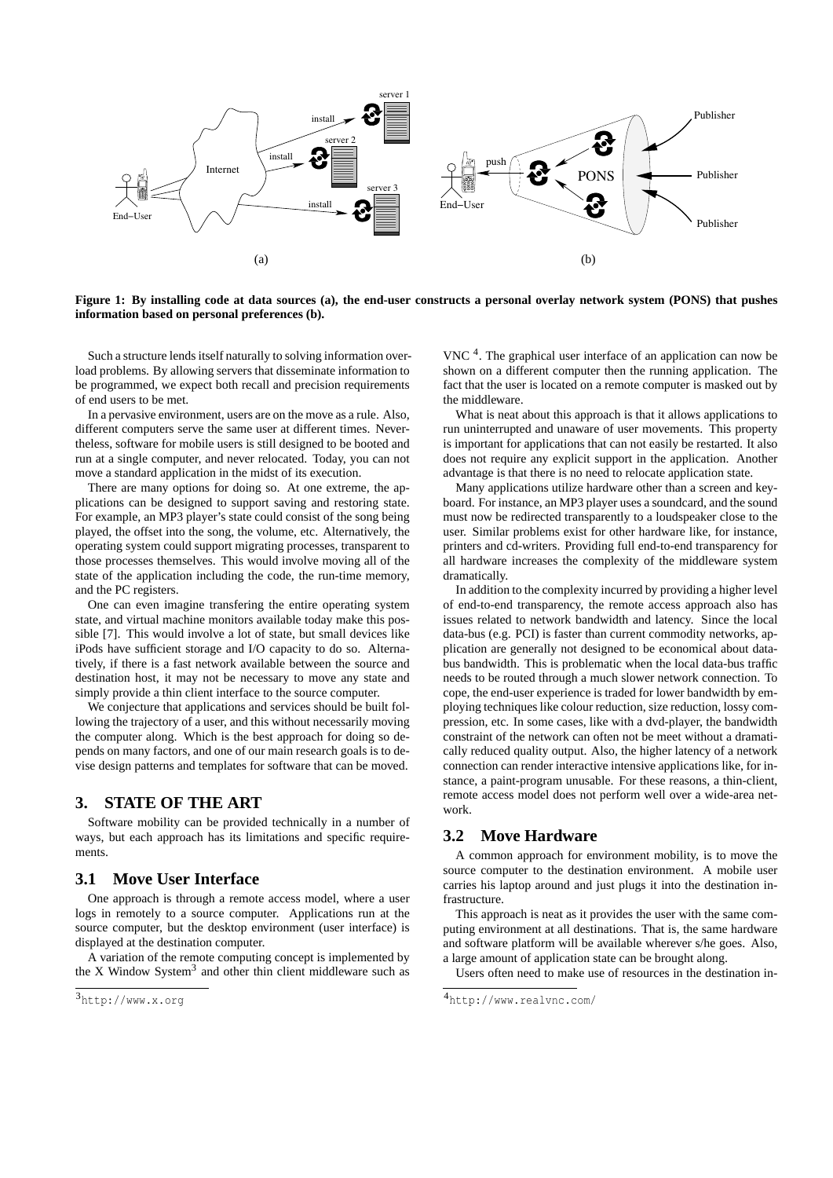install

server 1

install

server 2

Internet

server 3

install

End−User

(a)

push

Publisher

PONS

Publisher

End−User

Publisher

(b)

**Figure 1: By installing code at data sources (a), the end-user constructs a personal overlay network system (PONS) that pushes information based on personal preferences (b).**

Such a structure lends itself naturally to solving information overload problems. By allowing servers that disseminate information to be programmed, we expect both recall and precision requirements of end users to be met.

In a pervasive environment, users are on the move as a rule. Also, different computers serve the same user at different times. Nevertheless, software for mobile users is still designed to be booted and run at a single computer, and never relocated. Today, you can not move a standard application in the midst of its execution.

There are many options for doing so. At one extreme, the applications can be designed to support saving and restoring state. For example, an MP3 player's state could consist of the song being played, the offset into the song, the volume, etc. Alternatively, the operating system could support migrating processes, transparent to those processes themselves. This would involve moving all of the state of the application including the code, the run-time memory, and the PC registers.

One can even imagine transfering the entire operating system state, and virtual machine monitors available today make this possible [7]. This would involve a lot of state, but small devices like iPods have sufficient storage and I/O capacity to do so. Alternatively, if there is a fast network available between the source and destination host, it may not be necessary to move any state and simply provide a thin client interface to the source computer.

We conjecture that applications and services should be built following the trajectory of a user, and this without necessarily moving the computer along. Which is the best approach for doing so depends on many factors, and one of our main research goals is to devise design patterns and templates for software that can be moved.

## 3. STATE OF THE ART

Software mobility can be provided technically in a number of ways, but each approach has its limitations and specific requirements.

### 3.1 Move User Interface

One approach is through a remote access model, where a user logs in remotely to a source computer. Applications run at the source computer, but the desktop environment (user interface) is displayed at the destination computer.

A variation of the remote computing concept is implemented by the X Window System[3] and other thin client middleware such as VNC [4]. The graphical user interface of an application can now be shown on a different computer then the running application. The fact that the user is located on a remote computer is masked out by the middleware.

What is neat about this approach is that it allows applications to run uninterrupted and unaware of user movements. This property is important for applications that can not easily be restarted. It also does not require any explicit support in the application. Another advantage is that there is no need to relocate application state.

Many applications utilize hardware other than a screen and keyboard. For instance, an MP3 player uses a soundcard, and the sound must now be redirected transparently to a loudspeaker close to the user. Similar problems exist for other hardware like, for instance, printers and cd-writers. Providing full end-to-end transparency for all hardware increases the complexity of the middleware system dramatically.

In addition to the complexity incurred by providing a higher level of end-to-end transparency, the remote access approach also has issues related to network bandwidth and latency. Since the local data-bus (e.g. PCI) is faster than current commodity networks, application are generally not designed to be economical about databus bandwidth. This is problematic when the local data-bus traffic needs to be routed through a much slower network connection. To cope, the end-user experience is traded for lower bandwidth by employing techniques like colour reduction, size reduction, lossy compression, etc. In some cases, like with a dvd-player, the bandwidth constraint of the network can often not be meet without a dramatically reduced quality output. Also, the higher latency of a network connection can render interactive intensive applications like, for instance, a paint-program unusable. For these reasons, a thin-client, remote access model does not perform well over a wide-area network.

### 3.2 Move Hardware

A common approach for environment mobility, is to move the source computer to the destination environment. A mobile user carries his laptop around and just plugs it into the destination infrastructure.

This approach is neat as it provides the user with the same computing environment at all destinations. That is, the same hardware and software platform will be available wherever s/he goes. Also, a large amount of application state can be brought along.

Users often need to make use of resources in the destination in-

[3] http://www.x.org

[4] http://www.realvnc.com/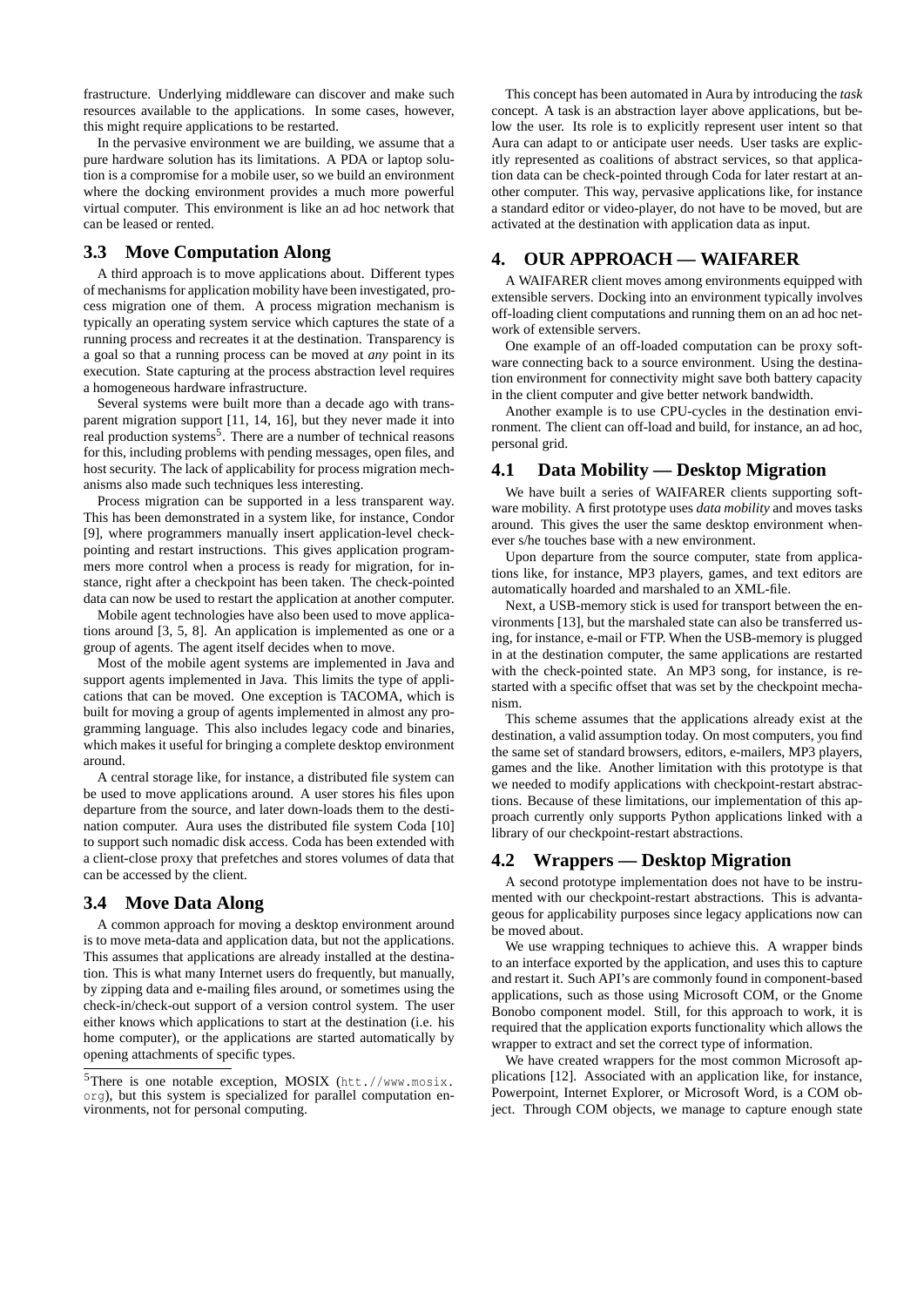frastructure. Underlying middleware can discover and make such resources available to the applications. In some cases, however, this might require applications to be restarted.

In the pervasive environment we are building, we assume that a pure hardware solution has its limitations. A PDA or laptop solution is a compromise for a mobile user, so we build an environment where the docking environment provides a much more powerful virtual computer. This environment is like an ad hoc network that can be leased or rented.

## 3.3 Move Computation Along

A third approach is to move applications about. Different types of mechanisms for application mobility have been investigated, process migration one of them. A process migration mechanism is typically an operating system service which captures the state of a running process and recreates it at the destination. Transparency is a goal so that a running process can be moved at *any* point in its execution. State capturing at the process abstraction level requires a homogeneous hardware infrastructure.

Several systems were built more than a decade ago with transparent migration support [11, 14, 16], but they never made it into real production systems[5]. There are a number of technical reasons for this, including problems with pending messages, open files, and host security. The lack of applicability for process migration mechanisms also made such techniques less interesting.

Process migration can be supported in a less transparent way. This has been demonstrated in a system like, for instance, Condor [9], where programmers manually insert application-level checkpointing and restart instructions. This gives application programmers more control when a process is ready for migration, for instance, right after a checkpoint has been taken. The check-pointed data can now be used to restart the application at another computer.

Mobile agent technologies have also been used to move applications around [3, 5, 8]. An application is implemented as one or a group of agents. The agent itself decides when to move.

Most of the mobile agent systems are implemented in Java and support agents implemented in Java. This limits the type of applications that can be moved. One exception is TACOMA, which is built for moving a group of agents implemented in almost any programming language. This also includes legacy code and binaries, which makes it useful for bringing a complete desktop environment around.

A central storage like, for instance, a distributed file system can be used to move applications around. A user stores his files upon departure from the source, and later down-loads them to the destination computer. Aura uses the distributed file system Coda [10] to support such nomadic disk access. Coda has been extended with a client-close proxy that prefetches and stores volumes of data that can be accessed by the client.

## 3.4 Move Data Along

A common approach for moving a desktop environment around is to move meta-data and application data, but not the applications. This assumes that applications are already installed at the destination. This is what many Internet users do frequently, but manually, by zipping data and e-mailing files around, or sometimes using the check-in/check-out support of a version control system. The user either knows which applications to start at the destination (i.e. his home computer), or the applications are started automatically by opening attachments of specific types.

[5] There is one notable exception, MOSIX (htt.//www.mosix.org), but this system is specialized for parallel computation environments, not for personal computing.

This concept has been automated in Aura by introducing the *task* concept. A task is an abstraction layer above applications, but below the user. Its role is to explicitly represent user intent so that Aura can adapt to or anticipate user needs. User tasks are explicitly represented as coalitions of abstract services, so that application data can be check-pointed through Coda for later restart at another computer. This way, pervasive applications like, for instance a standard editor or video-player, do not have to be moved, but are activated at the destination with application data as input.

# 4. OUR APPROACH — WAIFARER

A WAIFARER client moves among environments equipped with extensible servers. Docking into an environment typically involves off-loading client computations and running them on an ad hoc network of extensible servers.

One example of an off-loaded computation can be proxy software connecting back to a source environment. Using the destination environment for connectivity might save both battery capacity in the client computer and give better network bandwidth.

Another example is to use CPU-cycles in the destination environment. The client can off-load and build, for instance, an ad hoc, personal grid.

## 4.1 Data Mobility — Desktop Migration

We have built a series of WAIFARER clients supporting software mobility. A first prototype uses *data mobility* and moves tasks around. This gives the user the same desktop environment whenever s/he touches base with a new environment.

Upon departure from the source computer, state from applications like, for instance, MP3 players, games, and text editors are automatically hoarded and marshaled to an XML-file.

Next, a USB-memory stick is used for transport between the environments [13], but the marshaled state can also be transferred using, for instance, e-mail or FTP. When the USB-memory is plugged in at the destination computer, the same applications are restarted with the check-pointed state. An MP3 song, for instance, is restarted with a specific offset that was set by the checkpoint mechanism.

This scheme assumes that the applications already exist at the destination, a valid assumption today. On most computers, you find the same set of standard browsers, editors, e-mailers, MP3 players, games and the like. Another limitation with this prototype is that we needed to modify applications with checkpoint-restart abstractions. Because of these limitations, our implementation of this approach currently only supports Python applications linked with a library of our checkpoint-restart abstractions.

## 4.2 Wrappers — Desktop Migration

A second prototype implementation does not have to be instrumented with our checkpoint-restart abstractions. This is advantageous for applicability purposes since legacy applications now can be moved about.

We use wrapping techniques to achieve this. A wrapper binds to an interface exported by the application, and uses this to capture and restart it. Such API's are commonly found in component-based applications, such as those using Microsoft COM, or the Gnome Bonobo component model. Still, for this approach to work, it is required that the application exports functionality which allows the wrapper to extract and set the correct type of information.

We have created wrappers for the most common Microsoft applications [12]. Associated with an application like, for instance, Powerpoint, Internet Explorer, or Microsoft Word, is a COM object. Through COM objects, we manage to capture enough state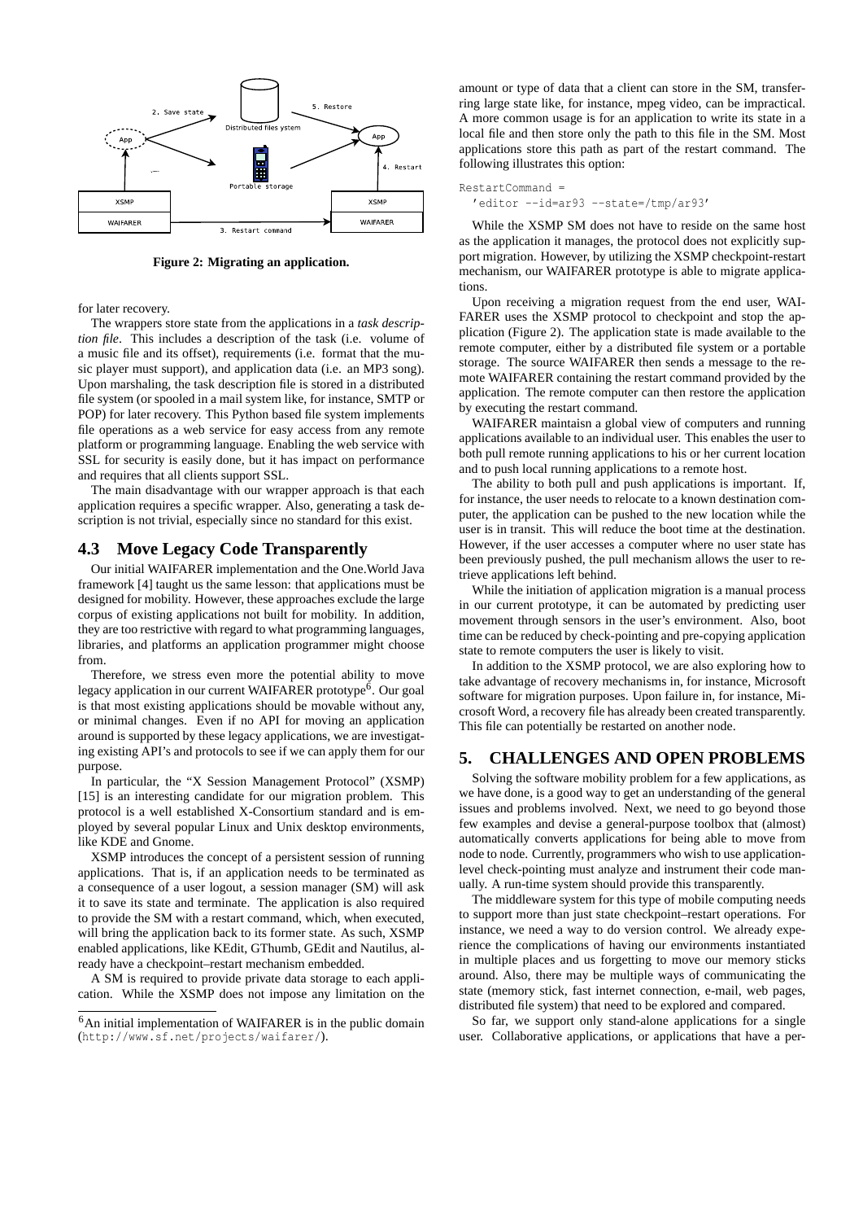Figure 2: Migrating an application.

for later recovery.

The wrappers store state from the applications in a *task description file*. This includes a description of the task (i.e. volume of a music file and its offset), requirements (i.e. format that the music player must support), and application data (i.e. an MP3 song). Upon marshaling, the task description file is stored in a distributed file system (or spooled in a mail system like, for instance, SMTP or POP) for later recovery. This Python based file system implements file operations as a web service for easy access from any remote platform or programming language. Enabling the web service with SSL for security is easily done, but it has impact on performance and requires that all clients support SSL.

The main disadvantage with our wrapper approach is that each application requires a specific wrapper. Also, generating a task description is not trivial, especially since no standard for this exist.

## 4.3 Move Legacy Code Transparently

Our initial WAIFARER implementation and the One.World Java framework [4] taught us the same lesson: that applications must be designed for mobility. However, these approaches exclude the large corpus of existing applications not built for mobility. In addition, they are too restrictive with regard to what programming languages, libraries, and platforms an application programmer might choose from.

Therefore, we stress even more the potential ability to move legacy application in our current WAIFARER prototype[6]. Our goal is that most existing applications should be movable without any, or minimal changes. Even if no API for moving an application around is supported by these legacy applications, we are investigating existing API's and protocols to see if we can apply them for our purpose.

In particular, the "X Session Management Protocol" (XSMP) [15] is an interesting candidate for our migration problem. This protocol is a well established X-Consortium standard and is employed by several popular Linux and Unix desktop environments, like KDE and Gnome.

XSMP introduces the concept of a persistent session of running applications. That is, if an application needs to be terminated as a consequence of a user logout, a session manager (SM) will ask it to save its state and terminate. The application is also required to provide the SM with a restart command, which, when executed, will bring the application back to its former state. As such, XSMP enabled applications, like KEdit, GThumb, GEdit and Nautilus, already have a checkpoint–restart mechanism embedded.

A SM is required to provide private data storage to each application. While the XSMP does not impose any limitation on the amount or type of data that a client can store in the SM, transferring large state like, for instance, mpeg video, can be impractical. A more common usage is for an application to write its state in a local file and then store only the path to this file in the SM. Most applications store this path as part of the restart command. The following illustrates this option:

```
RestartCommand =
  'editor --id=ar93 --state=/tmp/ar93'
```

While the XSMP SM does not have to reside on the same host as the application it manages, the protocol does not explicitly support migration. However, by utilizing the XSMP checkpoint-restart mechanism, our WAIFARER prototype is able to migrate applications.

Upon receiving a migration request from the end user, WAIFARER uses the XSMP protocol to checkpoint and stop the application (Figure 2). The application state is made available to the remote computer, either by a distributed file system or a portable storage. The source WAIFARER then sends a message to the remote WAIFARER containing the restart command provided by the application. The remote computer can then restore the application by executing the restart command.

WAIFARER maintaisn a global view of computers and running applications available to an individual user. This enables the user to both pull remote running applications to his or her current location and to push local running applications to a remote host.

The ability to both pull and push applications is important. If, for instance, the user needs to relocate to a known destination computer, the application can be pushed to the new location while the user is in transit. This will reduce the boot time at the destination. However, if the user accesses a computer where no user state has been previously pushed, the pull mechanism allows the user to retrieve applications left behind.

While the initiation of application migration is a manual process in our current prototype, it can be automated by predicting user movement through sensors in the user's environment. Also, boot time can be reduced by check-pointing and pre-copying application state to remote computers the user is likely to visit.

In addition to the XSMP protocol, we are also exploring how to take advantage of recovery mechanisms in, for instance, Microsoft software for migration purposes. Upon failure in, for instance, Microsoft Word, a recovery file has already been created transparently. This file can potentially be restarted on another node.

# 5. CHALLENGES AND OPEN PROBLEMS

Solving the software mobility problem for a few applications, as we have done, is a good way to get an understanding of the general issues and problems involved. Next, we need to go beyond those few examples and devise a general-purpose toolbox that (almost) automatically converts applications for being able to move from node to node. Currently, programmers who wish to use application-level check-pointing must analyze and instrument their code manually. A run-time system should provide this transparently.

The middleware system for this type of mobile computing needs to support more than just state checkpoint–restart operations. For instance, we need a way to do version control. We already experience the complications of having our environments instantiated in multiple places and us forgetting to move our memory sticks around. Also, there may be multiple ways of communicating the state (memory stick, fast internet connection, e-mail, web pages, distributed file system) that need to be explored and compared.

So far, we support only stand-alone applications for a single user. Collaborative applications, or applications that have a per-

[6] An initial implementation of WAIFARER is in the public domain (http://www.sf.net/projects/waifarer/).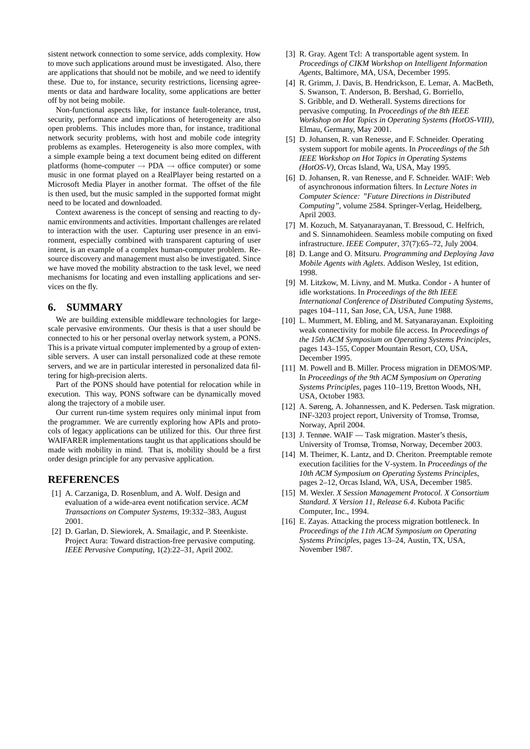sistent network connection to some service, adds complexity. How to move such applications around must be investigated. Also, there are applications that should not be mobile, and we need to identify these. Due to, for instance, security restrictions, licensing agreements or data and hardware locality, some applications are better off by not being mobile.

Non-functional aspects like, for instance fault-tolerance, trust, security, performance and implications of heterogeneity are also open problems. This includes more than, for instance, traditional network security problems, with host and mobile code integrity problems as examples. Heterogeneity is also more complex, with a simple example being a text document being edited on different platforms (home-computer → PDA → office computer) or some music in one format played on a RealPlayer being restarted on a Microsoft Media Player in another format. The offset of the file is then used, but the music sampled in the supported format might need to be located and downloaded.

Context awareness is the concept of sensing and reacting to dynamic environments and activities. Important challenges are related to interaction with the user. Capturing user presence in an environment, especially combined with transparent capturing of user intent, is an example of a complex human-computer problem. Resource discovery and management must also be investigated. Since we have moved the mobility abstraction to the task level, we need mechanisms for locating and even installing applications and services on the fly.

## 6. SUMMARY

We are building extensible middleware technologies for large-scale pervasive environments. Our thesis is that a user should be connected to his or her personal overlay network system, a PONS. This is a private virtual computer implemented by a group of extensible servers. A user can install personalized code at these remote servers, and we are in particular interested in personalized data filtering for high-precision alerts.

Part of the PONS should have potential for relocation while in execution. This way, PONS software can be dynamically moved along the trajectory of a mobile user.

Our current run-time system requires only minimal input from the programmer. We are currently exploring how APIs and protocols of legacy applications can be utilized for this. Our three first WAIFARER implementations taught us that applications should be made with mobility in mind. That is, mobility should be a first order design principle for any pervasive application.

## REFERENCES

[1] A. Carzaniga, D. Rosenblum, and A. Wolf. Design and evaluation of a wide-area event notification service. *ACM Transactions on Computer Systems*, 19:332–383, August 2001.

[2] D. Garlan, D. Siewiorek, A. Smailagic, and P. Steenkiste. Project Aura: Toward distraction-free pervasive computing. *IEEE Pervasive Computing*, 1(2):22–31, April 2002.

[3] R. Gray. Agent Tcl: A transportable agent system. In *Proceedings of CIKM Workshop on Intelligent Information Agents*, Baltimore, MA, USA, December 1995.

[4] R. Grimm, J. Davis, B. Hendrickson, E. Lemar, A. MacBeth, S. Swanson, T. Anderson, B. Bershad, G. Borriello, S. Gribble, and D. Wetherall. Systems directions for pervasive computing. In *Proceedings of the 8th IEEE Workshop on Hot Topics in Operating Systems (HotOS-VIII)*, Elmau, Germany, May 2001.

[5] D. Johansen, R. van Renesse, and F. Schneider. Operating system support for mobile agents. In *Proceedings of the 5th IEEE Workshop on Hot Topics in Operating Systems (HotOS-V)*, Orcas Island, Wa, USA, May 1995.

[6] D. Johansen, R. van Renesse, and F. Schneider. WAIF: Web of asynchronous information filters. In *Lecture Notes in Computer Science: "Future Directions in Distributed Computing"*, volume 2584. Springer-Verlag, Heidelberg, April 2003.

[7] M. Kozuch, M. Satyanarayanan, T. Bressoud, C. Helfrich, and S. Sinnamohideen. Seamless mobile computing on fixed infrastructure. *IEEE Computer*, 37(7):65–72, July 2004.

[8] D. Lange and O. Mitsuru. *Programming and Deploying Java Mobile Agents with Aglets*. Addison Wesley, 1st edition, 1998.

[9] M. Litzkow, M. Livny, and M. Mutka. Condor - A hunter of idle workstations. In *Proceedings of the 8th IEEE International Conference of Distributed Computing Systems*, pages 104–111, San Jose, CA, USA, June 1988.

[10] L. Mummert, M. Ebling, and M. Satyanarayanan. Exploiting weak connectivity for mobile file access. In *Proceedings of the 15th ACM Symposium on Operating Systems Principles*, pages 143–155, Copper Mountain Resort, CO, USA, December 1995.

[11] M. Powell and B. Miller. Process migration in DEMOS/MP. In *Proceedings of the 9th ACM Symposium on Operating Systems Principles*, pages 110–119, Bretton Woods, NH, USA, October 1983.

[12] A. Søreng, A. Johannessen, and K. Pedersen. Task migration. INF-3203 project report, University of Tromsø, Tromsø, Norway, April 2004.

[13] J. Tennøe. WAIF — Task migration. Master's thesis, University of Tromsø, Tromsø, Norway, December 2003.

[14] M. Theimer, K. Lantz, and D. Cheriton. Preemptable remote execution facilities for the V-system. In *Proceedings of the 10th ACM Symposium on Operating Systems Principles*, pages 2–12, Orcas Island, WA, USA, December 1985.

[15] M. Wexler. *X Session Management Protocol. X Consortium Standard. X Version 11, Release 6.4*. Kubota Pacific Computer, Inc., 1994.

[16] E. Zayas. Attacking the process migration bottleneck. In *Proceedings of the 11th ACM Symposium on Operating Systems Principles*, pages 13–24, Austin, TX, USA, November 1987.